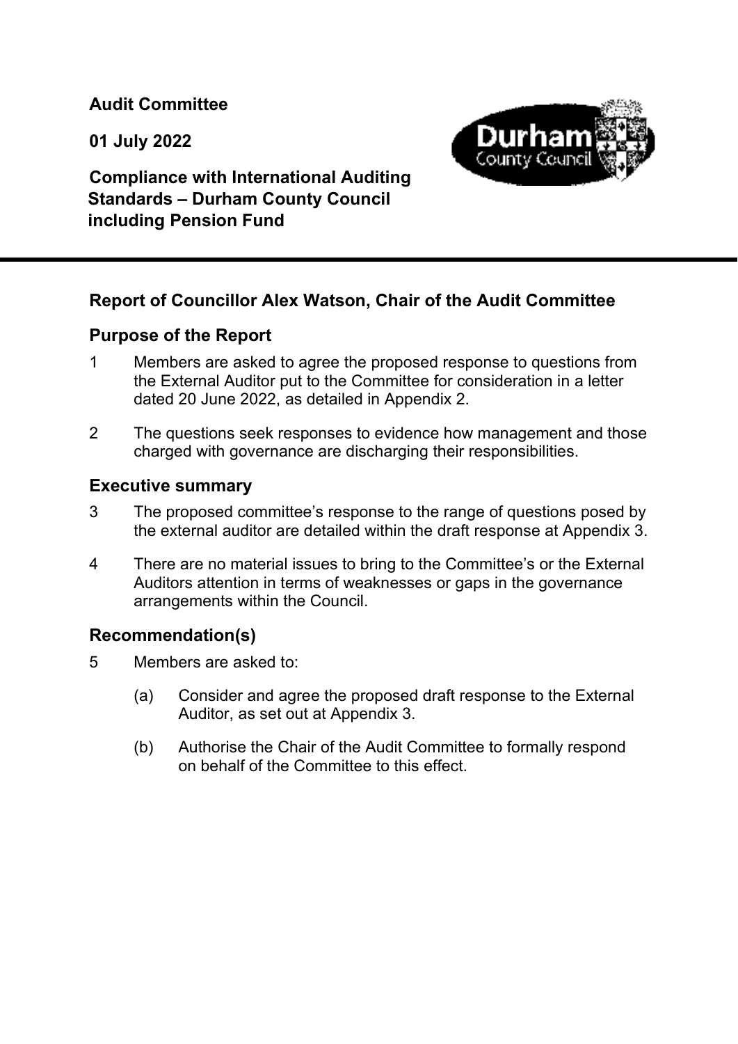**Audit Committee**

**01 July 2022**

**Compliance with International Auditing Standards – Durham County Council including Pension Fund**

---

## Report of Councillor Alex Watson, Chair of the Audit Committee

### Purpose of the Report

1 Members are asked to agree the proposed response to questions from the External Auditor put to the Committee for consideration in a letter dated 20 June 2022, as detailed in Appendix 2.

2 The questions seek responses to evidence how management and those charged with governance are discharging their responsibilities.

### Executive summary

3 The proposed committee's response to the range of questions posed by the external auditor are detailed within the draft response at Appendix 3.

4 There are no material issues to bring to the Committee's or the External Auditors attention in terms of weaknesses or gaps in the governance arrangements within the Council.

### Recommendation(s)

5 Members are asked to:

(a) Consider and agree the proposed draft response to the External Auditor, as set out at Appendix 3.

(b) Authorise the Chair of the Audit Committee to formally respond on behalf of the Committee to this effect.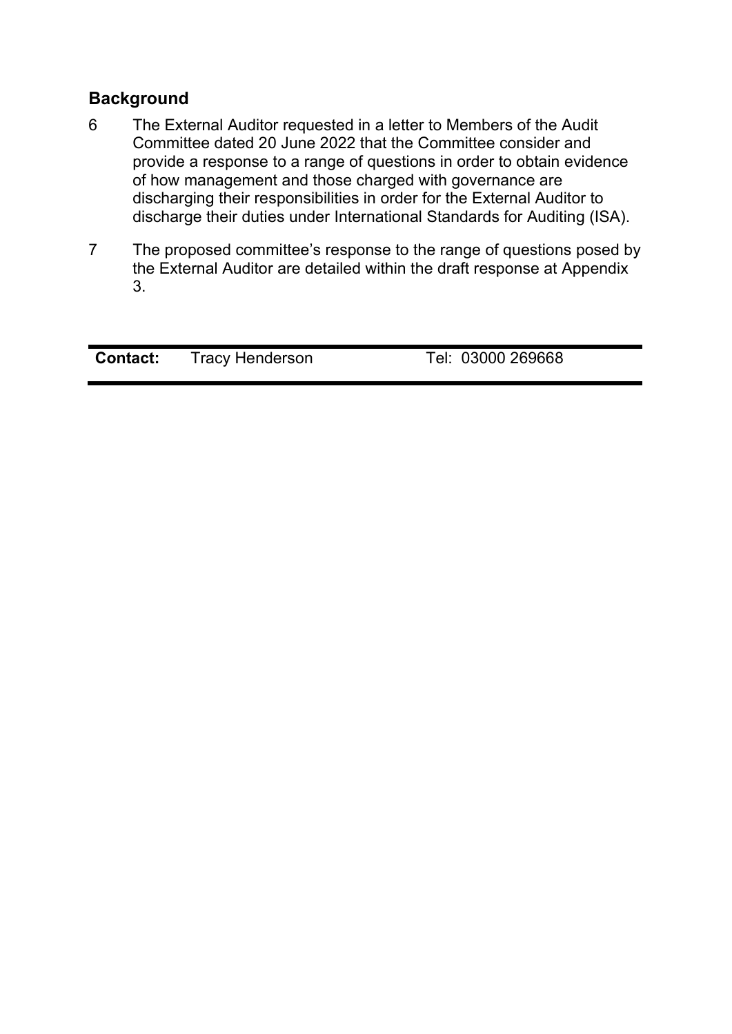## Background

6 The External Auditor requested in a letter to Members of the Audit Committee dated 20 June 2022 that the Committee consider and provide a response to a range of questions in order to obtain evidence of how management and those charged with governance are discharging their responsibilities in order for the External Auditor to discharge their duties under International Standards for Auditing (ISA).

7 The proposed committee's response to the range of questions posed by the External Auditor are detailed within the draft response at Appendix 3.

| **Contact:** | Tracy Henderson | Tel: 03000 269668 |
|---|---|---|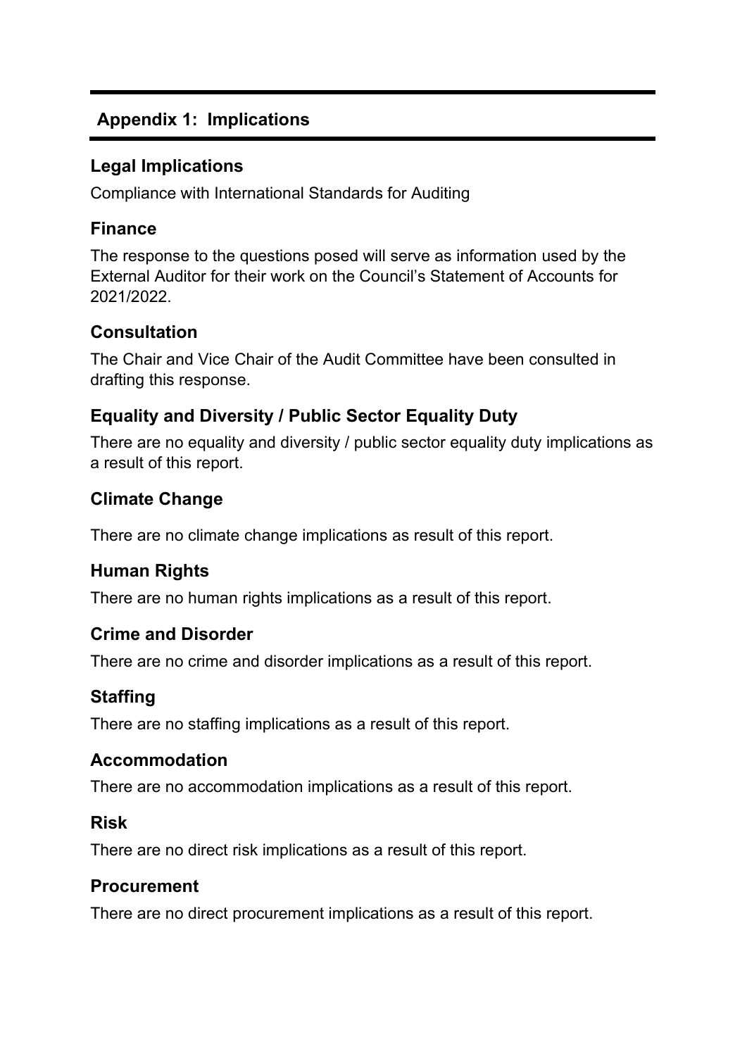## Appendix 1: Implications

### Legal Implications

Compliance with International Standards for Auditing

### Finance

The response to the questions posed will serve as information used by the External Auditor for their work on the Council's Statement of Accounts for 2021/2022.

### Consultation

The Chair and Vice Chair of the Audit Committee have been consulted in drafting this response.

### Equality and Diversity / Public Sector Equality Duty

There are no equality and diversity / public sector equality duty implications as a result of this report.

### Climate Change

There are no climate change implications as result of this report.

### Human Rights

There are no human rights implications as a result of this report.

### Crime and Disorder

There are no crime and disorder implications as a result of this report.

### Staffing

There are no staffing implications as a result of this report.

### Accommodation

There are no accommodation implications as a result of this report.

### Risk

There are no direct risk implications as a result of this report.

### Procurement

There are no direct procurement implications as a result of this report.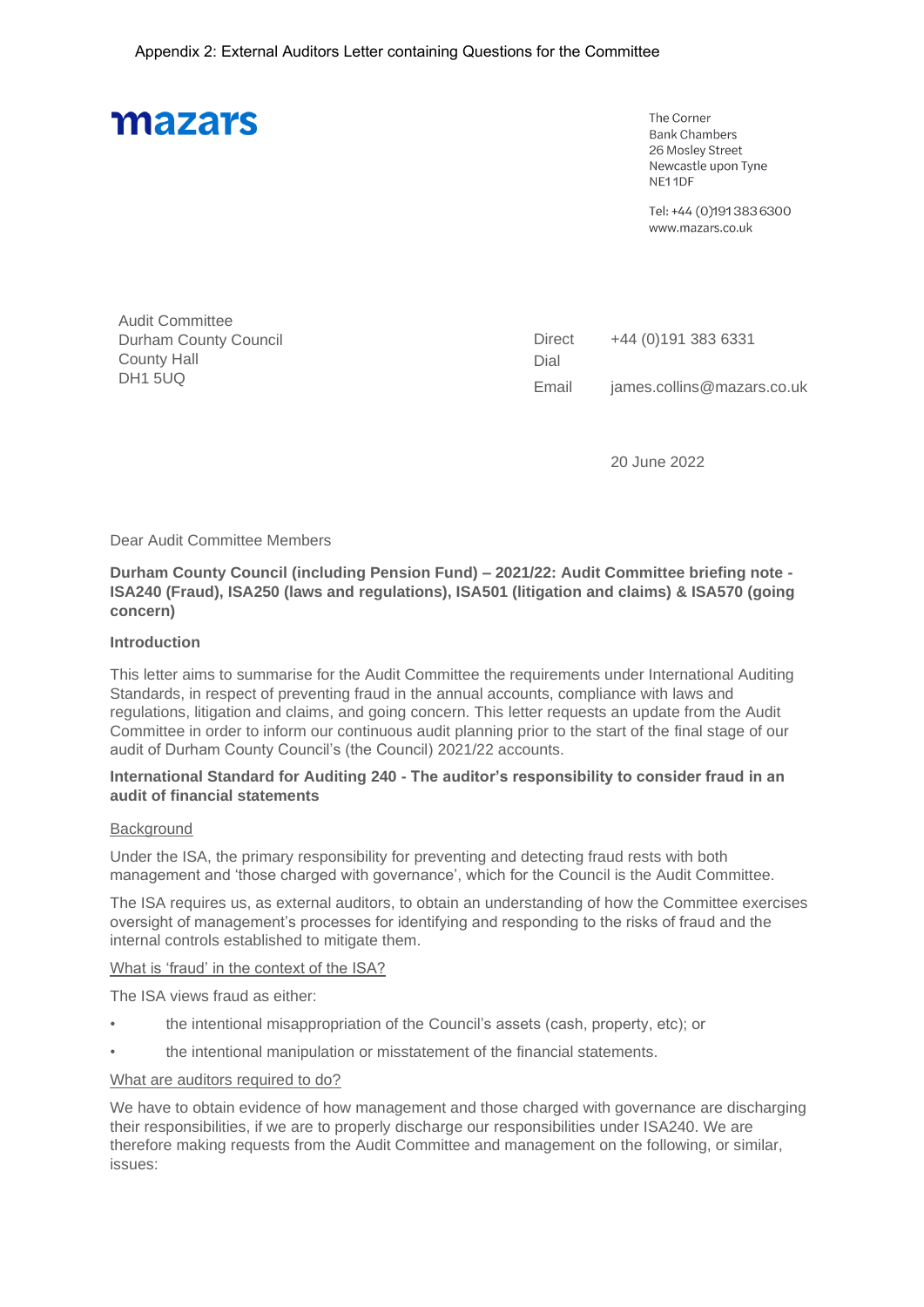Appendix 2: External Auditors Letter containing Questions for the Committee

**mazars**

The Corner
Bank Chambers
26 Mosley Street
Newcastle upon Tyne
NE1 1DF

Tel: +44 (0)191 383 6300
www.mazars.co.uk

Audit Committee
Durham County Council
County Hall
DH1 5UQ

Direct Dial +44 (0)191 383 6331

Email james.collins@mazars.co.uk

20 June 2022

Dear Audit Committee Members

**Durham County Council (including Pension Fund) – 2021/22: Audit Committee briefing note - ISA240 (Fraud), ISA250 (laws and regulations), ISA501 (litigation and claims) & ISA570 (going concern)**

**Introduction**

This letter aims to summarise for the Audit Committee the requirements under International Auditing Standards, in respect of preventing fraud in the annual accounts, compliance with laws and regulations, litigation and claims, and going concern. This letter requests an update from the Audit Committee in order to inform our continuous audit planning prior to the start of the final stage of our audit of Durham County Council's (the Council) 2021/22 accounts.

**International Standard for Auditing 240 - The auditor's responsibility to consider fraud in an audit of financial statements**

Background

Under the ISA, the primary responsibility for preventing and detecting fraud rests with both management and 'those charged with governance', which for the Council is the Audit Committee.

The ISA requires us, as external auditors, to obtain an understanding of how the Committee exercises oversight of management's processes for identifying and responding to the risks of fraud and the internal controls established to mitigate them.

What is 'fraud' in the context of the ISA?

The ISA views fraud as either:

- the intentional misappropriation of the Council's assets (cash, property, etc); or
- the intentional manipulation or misstatement of the financial statements.

What are auditors required to do?

We have to obtain evidence of how management and those charged with governance are discharging their responsibilities, if we are to properly discharge our responsibilities under ISA240. We are therefore making requests from the Audit Committee and management on the following, or similar, issues: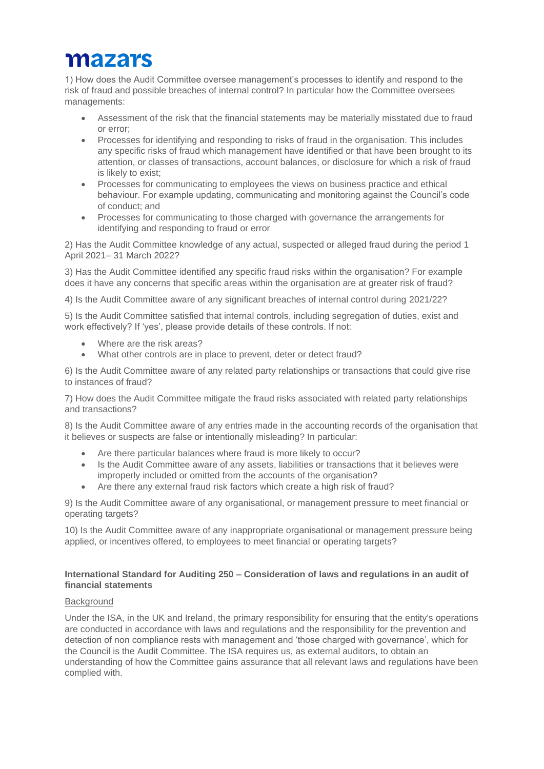1) How does the Audit Committee oversee management's processes to identify and respond to the risk of fraud and possible breaches of internal control? In particular how the Committee oversees managements:

- Assessment of the risk that the financial statements may be materially misstated due to fraud or error;
- Processes for identifying and responding to risks of fraud in the organisation. This includes any specific risks of fraud which management have identified or that have been brought to its attention, or classes of transactions, account balances, or disclosure for which a risk of fraud is likely to exist;
- Processes for communicating to employees the views on business practice and ethical behaviour. For example updating, communicating and monitoring against the Council's code of conduct; and
- Processes for communicating to those charged with governance the arrangements for identifying and responding to fraud or error

2) Has the Audit Committee knowledge of any actual, suspected or alleged fraud during the period 1 April 2021– 31 March 2022?

3) Has the Audit Committee identified any specific fraud risks within the organisation? For example does it have any concerns that specific areas within the organisation are at greater risk of fraud?

4) Is the Audit Committee aware of any significant breaches of internal control during 2021/22?

5) Is the Audit Committee satisfied that internal controls, including segregation of duties, exist and work effectively? If 'yes', please provide details of these controls. If not:

- Where are the risk areas?
- What other controls are in place to prevent, deter or detect fraud?

6) Is the Audit Committee aware of any related party relationships or transactions that could give rise to instances of fraud?

7) How does the Audit Committee mitigate the fraud risks associated with related party relationships and transactions?

8) Is the Audit Committee aware of any entries made in the accounting records of the organisation that it believes or suspects are false or intentionally misleading? In particular:

- Are there particular balances where fraud is more likely to occur?
- Is the Audit Committee aware of any assets, liabilities or transactions that it believes were improperly included or omitted from the accounts of the organisation?
- Are there any external fraud risk factors which create a high risk of fraud?

9) Is the Audit Committee aware of any organisational, or management pressure to meet financial or operating targets?

10) Is the Audit Committee aware of any inappropriate organisational or management pressure being applied, or incentives offered, to employees to meet financial or operating targets?

**International Standard for Auditing 250 – Consideration of laws and regulations in an audit of financial statements**

Background

Under the ISA, in the UK and Ireland, the primary responsibility for ensuring that the entity's operations are conducted in accordance with laws and regulations and the responsibility for the prevention and detection of non compliance rests with management and 'those charged with governance', which for the Council is the Audit Committee. The ISA requires us, as external auditors, to obtain an understanding of how the Committee gains assurance that all relevant laws and regulations have been complied with.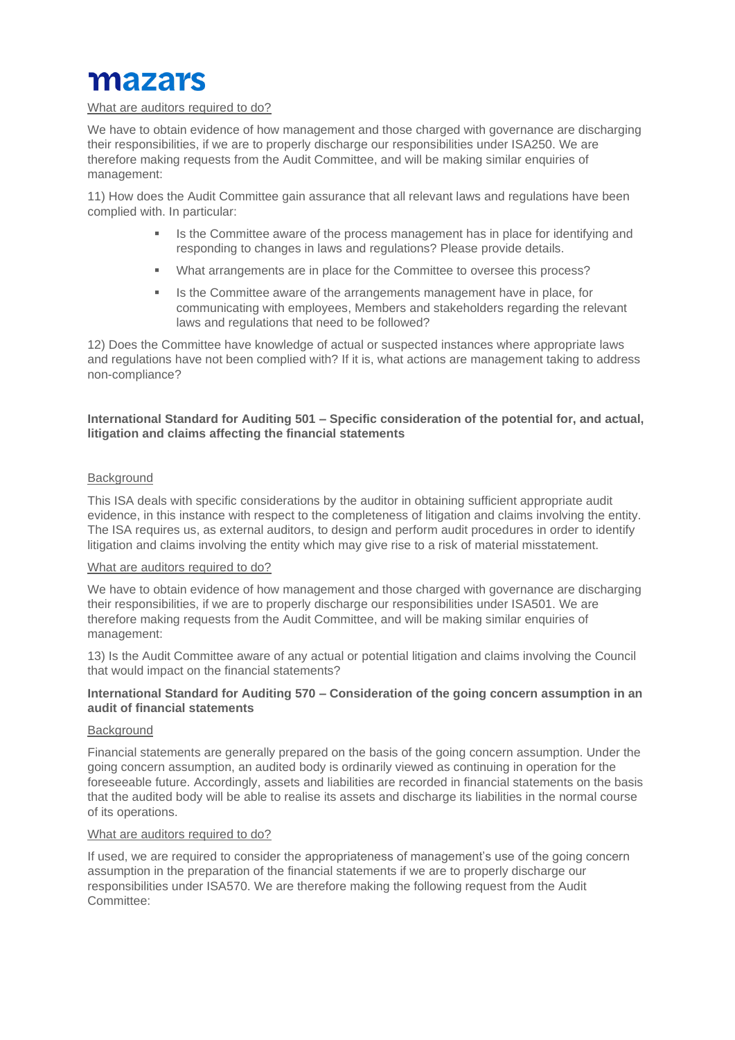What are auditors required to do?

We have to obtain evidence of how management and those charged with governance are discharging their responsibilities, if we are to properly discharge our responsibilities under ISA250. We are therefore making requests from the Audit Committee, and will be making similar enquiries of management:

11) How does the Audit Committee gain assurance that all relevant laws and regulations have been complied with. In particular:

- Is the Committee aware of the process management has in place for identifying and responding to changes in laws and regulations? Please provide details.
- What arrangements are in place for the Committee to oversee this process?
- Is the Committee aware of the arrangements management have in place, for communicating with employees, Members and stakeholders regarding the relevant laws and regulations that need to be followed?

12) Does the Committee have knowledge of actual or suspected instances where appropriate laws and regulations have not been complied with? If it is, what actions are management taking to address non-compliance?

**International Standard for Auditing 501 – Specific consideration of the potential for, and actual, litigation and claims affecting the financial statements**

Background

This ISA deals with specific considerations by the auditor in obtaining sufficient appropriate audit evidence, in this instance with respect to the completeness of litigation and claims involving the entity. The ISA requires us, as external auditors, to design and perform audit procedures in order to identify litigation and claims involving the entity which may give rise to a risk of material misstatement.

What are auditors required to do?

We have to obtain evidence of how management and those charged with governance are discharging their responsibilities, if we are to properly discharge our responsibilities under ISA501. We are therefore making requests from the Audit Committee, and will be making similar enquiries of management:

13) Is the Audit Committee aware of any actual or potential litigation and claims involving the Council that would impact on the financial statements?

**International Standard for Auditing 570 – Consideration of the going concern assumption in an audit of financial statements**

Background

Financial statements are generally prepared on the basis of the going concern assumption. Under the going concern assumption, an audited body is ordinarily viewed as continuing in operation for the foreseeable future. Accordingly, assets and liabilities are recorded in financial statements on the basis that the audited body will be able to realise its assets and discharge its liabilities in the normal course of its operations.

What are auditors required to do?

If used, we are required to consider the appropriateness of management's use of the going concern assumption in the preparation of the financial statements if we are to properly discharge our responsibilities under ISA570. We are therefore making the following request from the Audit Committee: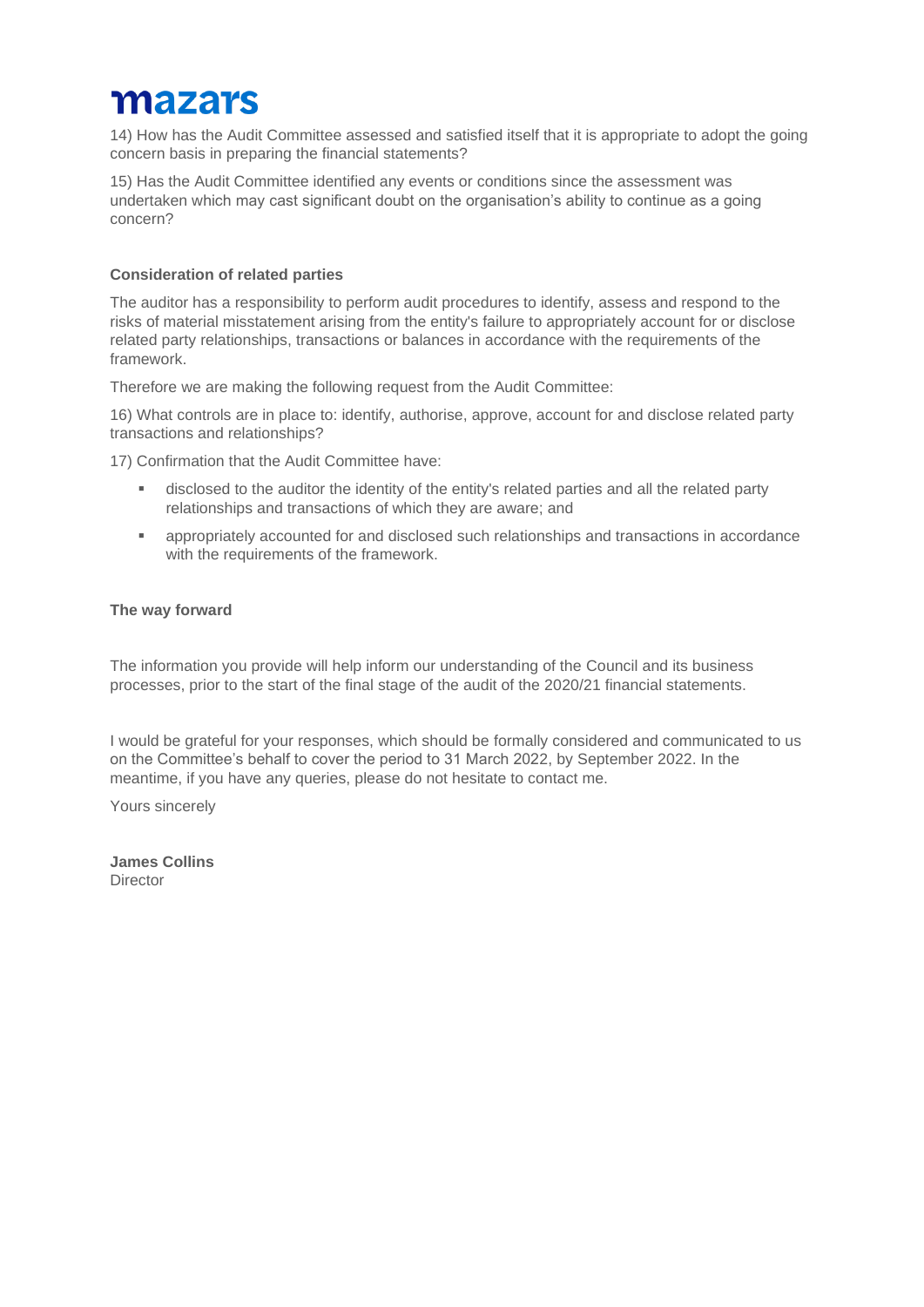14) How has the Audit Committee assessed and satisfied itself that it is appropriate to adopt the going concern basis in preparing the financial statements?

15) Has the Audit Committee identified any events or conditions since the assessment was undertaken which may cast significant doubt on the organisation's ability to continue as a going concern?

**Consideration of related parties**

The auditor has a responsibility to perform audit procedures to identify, assess and respond to the risks of material misstatement arising from the entity's failure to appropriately account for or disclose related party relationships, transactions or balances in accordance with the requirements of the framework.

Therefore we are making the following request from the Audit Committee:

16) What controls are in place to: identify, authorise, approve, account for and disclose related party transactions and relationships?

17) Confirmation that the Audit Committee have:

- disclosed to the auditor the identity of the entity's related parties and all the related party relationships and transactions of which they are aware; and
- appropriately accounted for and disclosed such relationships and transactions in accordance with the requirements of the framework.

**The way forward**

The information you provide will help inform our understanding of the Council and its business processes, prior to the start of the final stage of the audit of the 2020/21 financial statements.

I would be grateful for your responses, which should be formally considered and communicated to us on the Committee's behalf to cover the period to 31 March 2022, by September 2022. In the meantime, if you have any queries, please do not hesitate to contact me.

Yours sincerely

**James Collins**
Director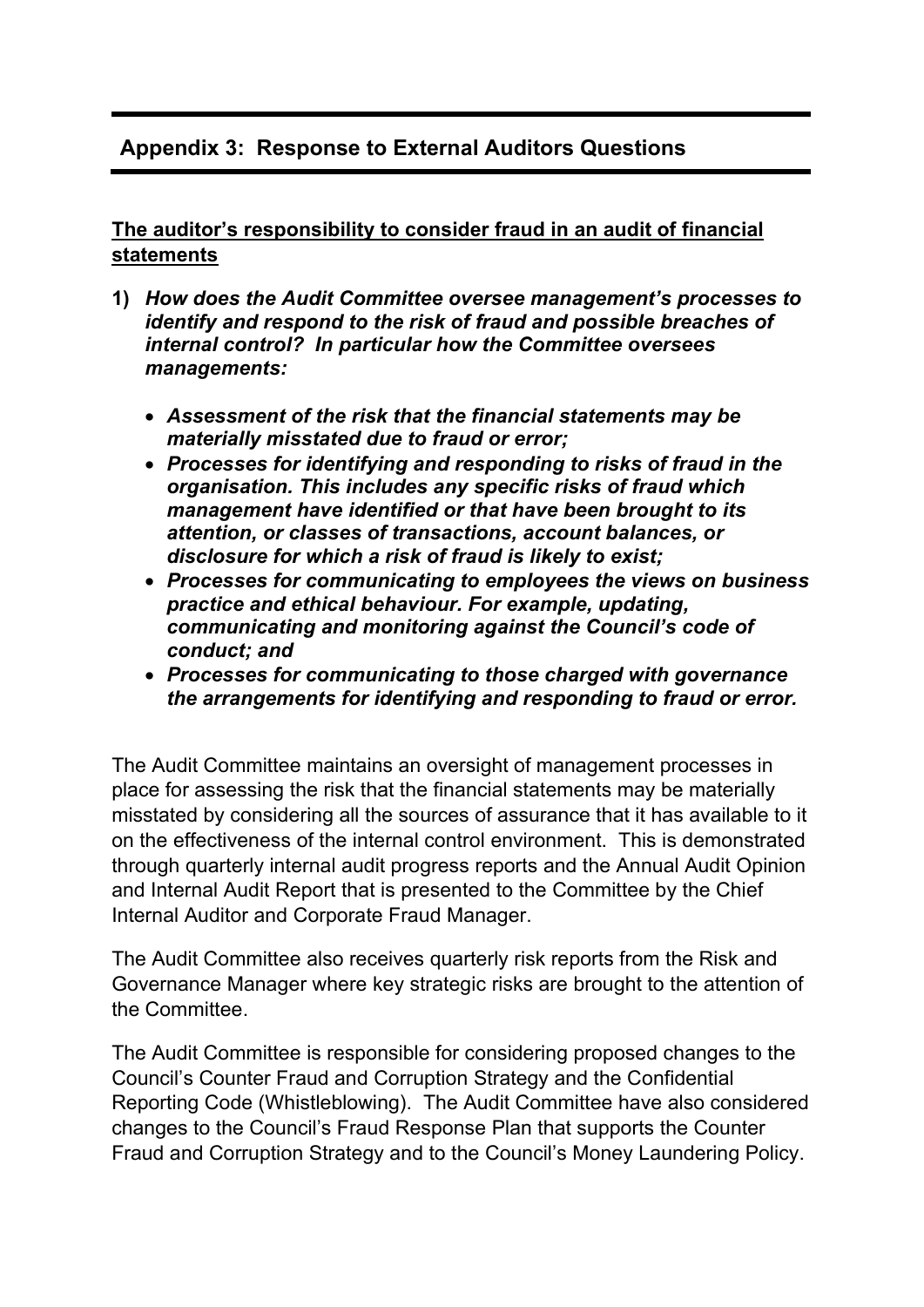## Appendix 3: Response to External Auditors Questions

**The auditor's responsibility to consider fraud in an audit of financial statements**

1) ***How does the Audit Committee oversee management's processes to identify and respond to the risk of fraud and possible breaches of internal control? In particular how the Committee oversees managements:***

   - ***Assessment of the risk that the financial statements may be materially misstated due to fraud or error;***
   - ***Processes for identifying and responding to risks of fraud in the organisation. This includes any specific risks of fraud which management have identified or that have been brought to its attention, or classes of transactions, account balances, or disclosure for which a risk of fraud is likely to exist;***
   - ***Processes for communicating to employees the views on business practice and ethical behaviour. For example, updating, communicating and monitoring against the Council's code of conduct; and***
   - ***Processes for communicating to those charged with governance the arrangements for identifying and responding to fraud or error.***

The Audit Committee maintains an oversight of management processes in place for assessing the risk that the financial statements may be materially misstated by considering all the sources of assurance that it has available to it on the effectiveness of the internal control environment. This is demonstrated through quarterly internal audit progress reports and the Annual Audit Opinion and Internal Audit Report that is presented to the Committee by the Chief Internal Auditor and Corporate Fraud Manager.

The Audit Committee also receives quarterly risk reports from the Risk and Governance Manager where key strategic risks are brought to the attention of the Committee.

The Audit Committee is responsible for considering proposed changes to the Council's Counter Fraud and Corruption Strategy and the Confidential Reporting Code (Whistleblowing). The Audit Committee have also considered changes to the Council's Fraud Response Plan that supports the Counter Fraud and Corruption Strategy and to the Council's Money Laundering Policy.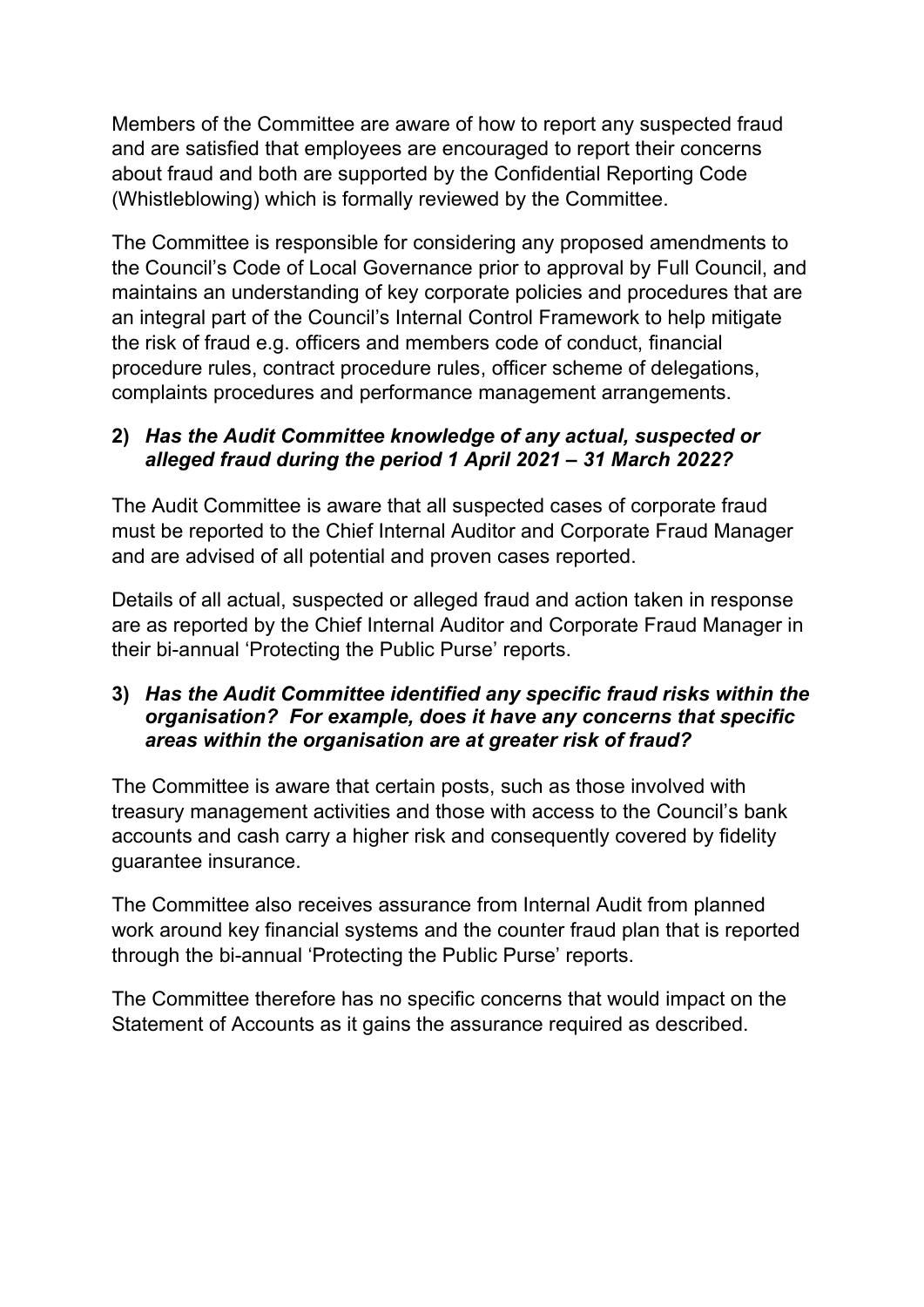Members of the Committee are aware of how to report any suspected fraud and are satisfied that employees are encouraged to report their concerns about fraud and both are supported by the Confidential Reporting Code (Whistleblowing) which is formally reviewed by the Committee.

The Committee is responsible for considering any proposed amendments to the Council's Code of Local Governance prior to approval by Full Council, and maintains an understanding of key corporate policies and procedures that are an integral part of the Council's Internal Control Framework to help mitigate the risk of fraud e.g. officers and members code of conduct, financial procedure rules, contract procedure rules, officer scheme of delegations, complaints procedures and performance management arrangements.

**2)** ***Has the Audit Committee knowledge of any actual, suspected or alleged fraud during the period 1 April 2021 – 31 March 2022?***

The Audit Committee is aware that all suspected cases of corporate fraud must be reported to the Chief Internal Auditor and Corporate Fraud Manager and are advised of all potential and proven cases reported.

Details of all actual, suspected or alleged fraud and action taken in response are as reported by the Chief Internal Auditor and Corporate Fraud Manager in their bi-annual 'Protecting the Public Purse' reports.

**3)** ***Has the Audit Committee identified any specific fraud risks within the organisation? For example, does it have any concerns that specific areas within the organisation are at greater risk of fraud?***

The Committee is aware that certain posts, such as those involved with treasury management activities and those with access to the Council's bank accounts and cash carry a higher risk and consequently covered by fidelity guarantee insurance.

The Committee also receives assurance from Internal Audit from planned work around key financial systems and the counter fraud plan that is reported through the bi-annual 'Protecting the Public Purse' reports.

The Committee therefore has no specific concerns that would impact on the Statement of Accounts as it gains the assurance required as described.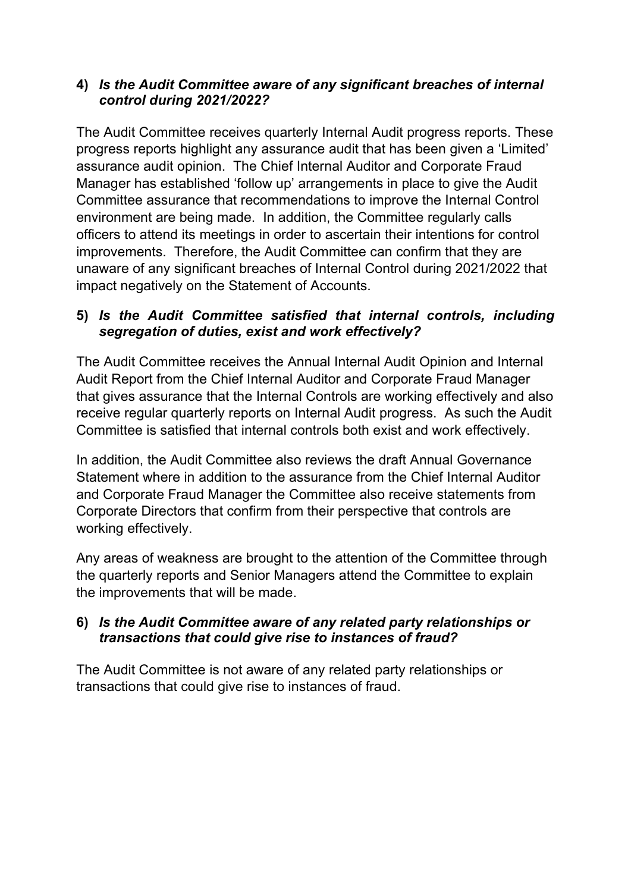**4)** ***Is the Audit Committee aware of any significant breaches of internal control during 2021/2022?***

The Audit Committee receives quarterly Internal Audit progress reports. These progress reports highlight any assurance audit that has been given a 'Limited' assurance audit opinion. The Chief Internal Auditor and Corporate Fraud Manager has established 'follow up' arrangements in place to give the Audit Committee assurance that recommendations to improve the Internal Control environment are being made. In addition, the Committee regularly calls officers to attend its meetings in order to ascertain their intentions for control improvements. Therefore, the Audit Committee can confirm that they are unaware of any significant breaches of Internal Control during 2021/2022 that impact negatively on the Statement of Accounts.

**5)** ***Is the Audit Committee satisfied that internal controls, including segregation of duties, exist and work effectively?***

The Audit Committee receives the Annual Internal Audit Opinion and Internal Audit Report from the Chief Internal Auditor and Corporate Fraud Manager that gives assurance that the Internal Controls are working effectively and also receive regular quarterly reports on Internal Audit progress. As such the Audit Committee is satisfied that internal controls both exist and work effectively.

In addition, the Audit Committee also reviews the draft Annual Governance Statement where in addition to the assurance from the Chief Internal Auditor and Corporate Fraud Manager the Committee also receive statements from Corporate Directors that confirm from their perspective that controls are working effectively.

Any areas of weakness are brought to the attention of the Committee through the quarterly reports and Senior Managers attend the Committee to explain the improvements that will be made.

**6)** ***Is the Audit Committee aware of any related party relationships or transactions that could give rise to instances of fraud?***

The Audit Committee is not aware of any related party relationships or transactions that could give rise to instances of fraud.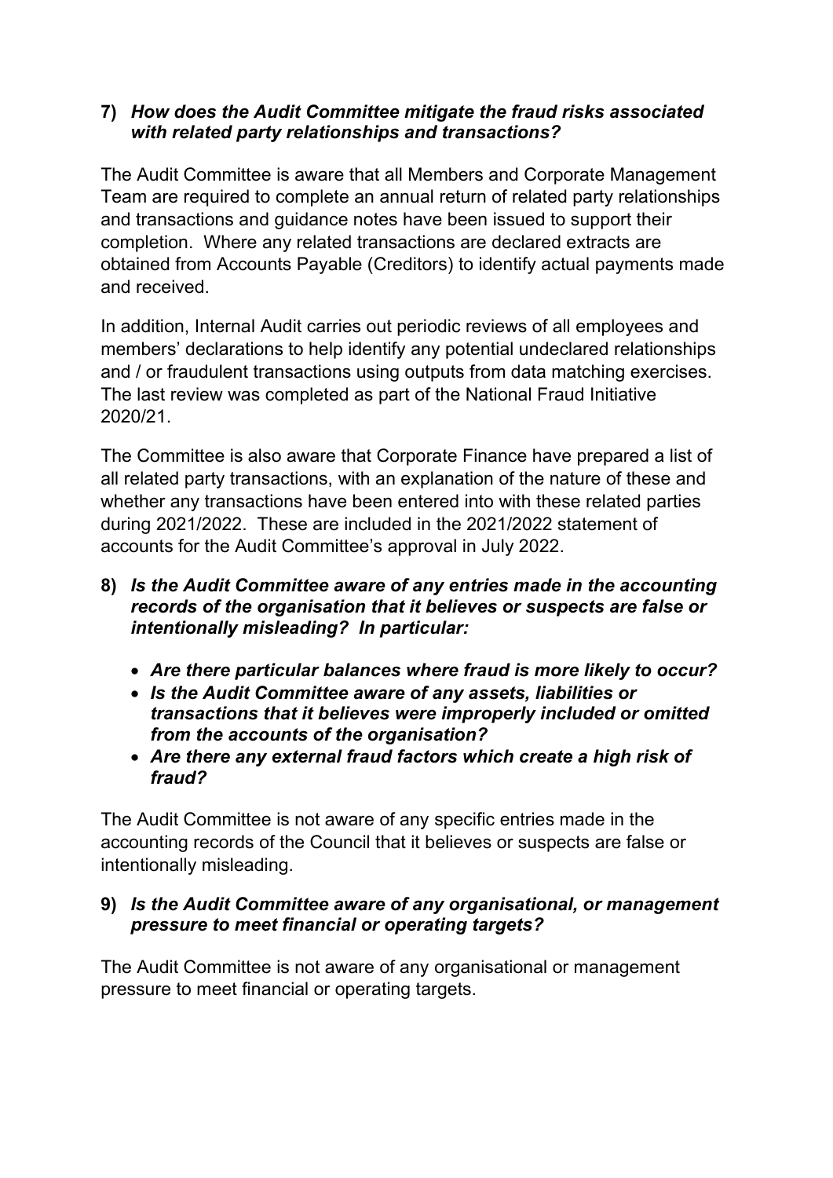**7)** ***How does the Audit Committee mitigate the fraud risks associated with related party relationships and transactions?***

The Audit Committee is aware that all Members and Corporate Management Team are required to complete an annual return of related party relationships and transactions and guidance notes have been issued to support their completion. Where any related transactions are declared extracts are obtained from Accounts Payable (Creditors) to identify actual payments made and received.

In addition, Internal Audit carries out periodic reviews of all employees and members' declarations to help identify any potential undeclared relationships and / or fraudulent transactions using outputs from data matching exercises. The last review was completed as part of the National Fraud Initiative 2020/21.

The Committee is also aware that Corporate Finance have prepared a list of all related party transactions, with an explanation of the nature of these and whether any transactions have been entered into with these related parties during 2021/2022. These are included in the 2021/2022 statement of accounts for the Audit Committee's approval in July 2022.

**8)** ***Is the Audit Committee aware of any entries made in the accounting records of the organisation that it believes or suspects are false or intentionally misleading? In particular:***

- ***Are there particular balances where fraud is more likely to occur?***
- ***Is the Audit Committee aware of any assets, liabilities or transactions that it believes were improperly included or omitted from the accounts of the organisation?***
- ***Are there any external fraud factors which create a high risk of fraud?***

The Audit Committee is not aware of any specific entries made in the accounting records of the Council that it believes or suspects are false or intentionally misleading.

**9)** ***Is the Audit Committee aware of any organisational, or management pressure to meet financial or operating targets?***

The Audit Committee is not aware of any organisational or management pressure to meet financial or operating targets.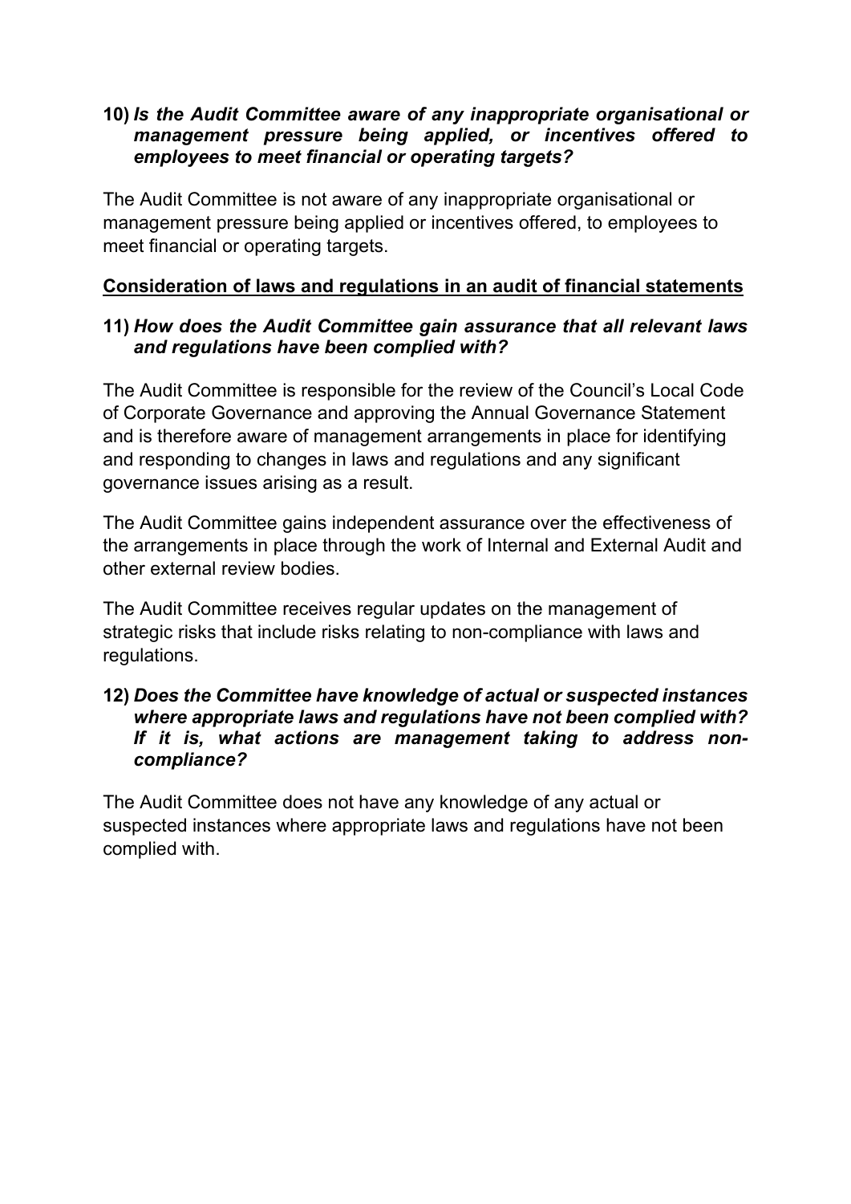**10)** ***Is the Audit Committee aware of any inappropriate organisational or management pressure being applied, or incentives offered to employees to meet financial or operating targets?***

The Audit Committee is not aware of any inappropriate organisational or management pressure being applied or incentives offered, to employees to meet financial or operating targets.

## Consideration of laws and regulations in an audit of financial statements

**11)** ***How does the Audit Committee gain assurance that all relevant laws and regulations have been complied with?***

The Audit Committee is responsible for the review of the Council's Local Code of Corporate Governance and approving the Annual Governance Statement and is therefore aware of management arrangements in place for identifying and responding to changes in laws and regulations and any significant governance issues arising as a result.

The Audit Committee gains independent assurance over the effectiveness of the arrangements in place through the work of Internal and External Audit and other external review bodies.

The Audit Committee receives regular updates on the management of strategic risks that include risks relating to non-compliance with laws and regulations.

**12)** ***Does the Committee have knowledge of actual or suspected instances where appropriate laws and regulations have not been complied with? If it is, what actions are management taking to address non-compliance?***

The Audit Committee does not have any knowledge of any actual or suspected instances where appropriate laws and regulations have not been complied with.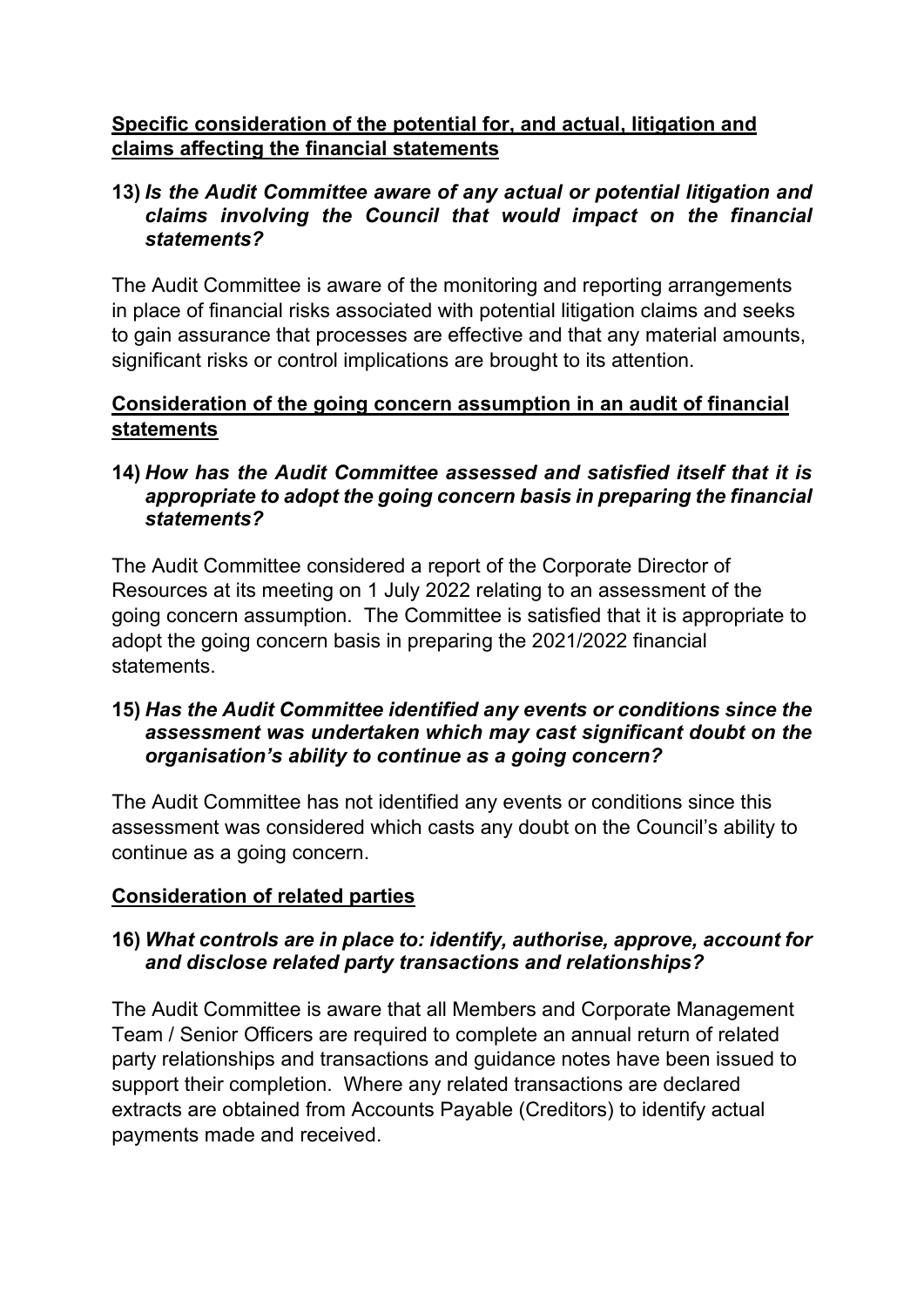**Specific consideration of the potential for, and actual, litigation and claims affecting the financial statements**

**13)** ***Is the Audit Committee aware of any actual or potential litigation and claims involving the Council that would impact on the financial statements?***

The Audit Committee is aware of the monitoring and reporting arrangements in place of financial risks associated with potential litigation claims and seeks to gain assurance that processes are effective and that any material amounts, significant risks or control implications are brought to its attention.

**Consideration of the going concern assumption in an audit of financial statements**

**14)** ***How has the Audit Committee assessed and satisfied itself that it is appropriate to adopt the going concern basis in preparing the financial statements?***

The Audit Committee considered a report of the Corporate Director of Resources at its meeting on 1 July 2022 relating to an assessment of the going concern assumption. The Committee is satisfied that it is appropriate to adopt the going concern basis in preparing the 2021/2022 financial statements.

**15)** ***Has the Audit Committee identified any events or conditions since the assessment was undertaken which may cast significant doubt on the organisation's ability to continue as a going concern?***

The Audit Committee has not identified any events or conditions since this assessment was considered which casts any doubt on the Council's ability to continue as a going concern.

**Consideration of related parties**

**16)** ***What controls are in place to: identify, authorise, approve, account for and disclose related party transactions and relationships?***

The Audit Committee is aware that all Members and Corporate Management Team / Senior Officers are required to complete an annual return of related party relationships and transactions and guidance notes have been issued to support their completion. Where any related transactions are declared extracts are obtained from Accounts Payable (Creditors) to identify actual payments made and received.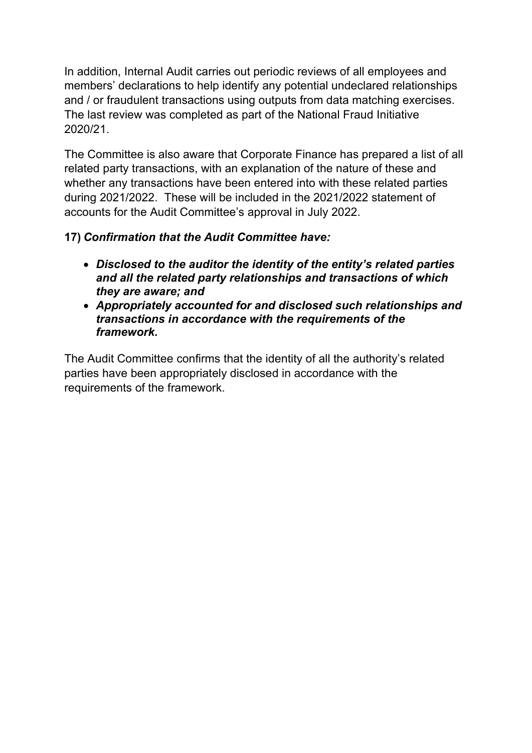In addition, Internal Audit carries out periodic reviews of all employees and members' declarations to help identify any potential undeclared relationships and / or fraudulent transactions using outputs from data matching exercises. The last review was completed as part of the National Fraud Initiative 2020/21.

The Committee is also aware that Corporate Finance has prepared a list of all related party transactions, with an explanation of the nature of these and whether any transactions have been entered into with these related parties during 2021/2022. These will be included in the 2021/2022 statement of accounts for the Audit Committee's approval in July 2022.

**17)** ***Confirmation that the Audit Committee have:***

- ***Disclosed to the auditor the identity of the entity's related parties and all the related party relationships and transactions of which they are aware; and***
- ***Appropriately accounted for and disclosed such relationships and transactions in accordance with the requirements of the framework.***

The Audit Committee confirms that the identity of all the authority's related parties have been appropriately disclosed in accordance with the requirements of the framework.